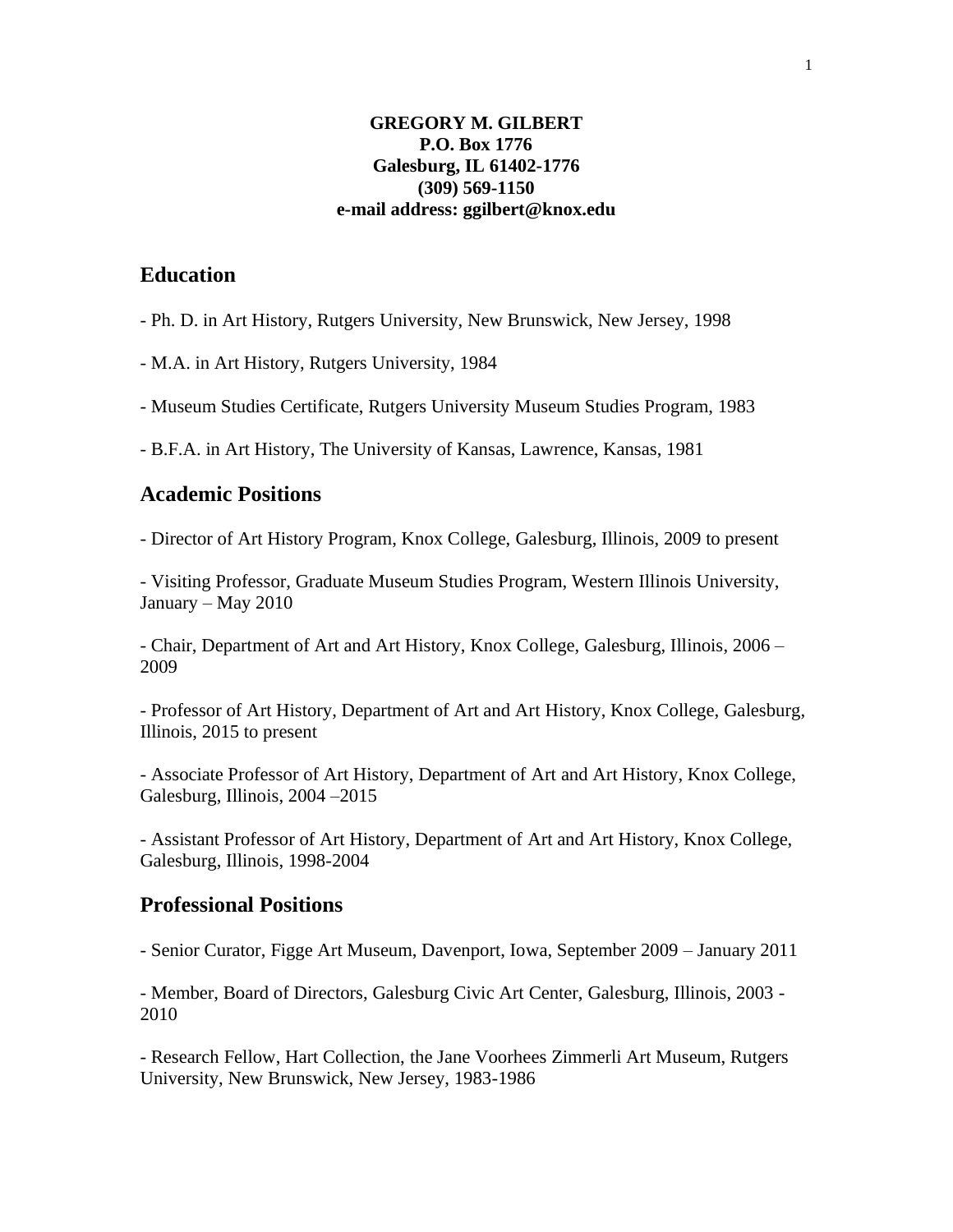**GREGORY M. GILBERT**
**P.O. Box 1776**
**Galesburg, IL 61402-1776**
**(309) 569-1150**
**e-mail address: ggilbert@knox.edu**

## Education

- Ph. D. in Art History, Rutgers University, New Brunswick, New Jersey, 1998

- M.A. in Art History, Rutgers University, 1984

- Museum Studies Certificate, Rutgers University Museum Studies Program, 1983

- B.F.A. in Art History, The University of Kansas, Lawrence, Kansas, 1981

## Academic Positions

- Director of Art History Program, Knox College, Galesburg, Illinois, 2009 to present

- Visiting Professor, Graduate Museum Studies Program, Western Illinois University, January – May 2010

- Chair, Department of Art and Art History, Knox College, Galesburg, Illinois, 2006 – 2009

- Professor of Art History, Department of Art and Art History, Knox College, Galesburg, Illinois, 2015 to present

- Associate Professor of Art History, Department of Art and Art History, Knox College, Galesburg, Illinois, 2004 –2015

- Assistant Professor of Art History, Department of Art and Art History, Knox College, Galesburg, Illinois, 1998-2004

## Professional Positions

- Senior Curator, Figge Art Museum, Davenport, Iowa, September 2009 – January 2011

- Member, Board of Directors, Galesburg Civic Art Center, Galesburg, Illinois, 2003 - 2010

- Research Fellow, Hart Collection, the Jane Voorhees Zimmerli Art Museum, Rutgers University, New Brunswick, New Jersey, 1983-1986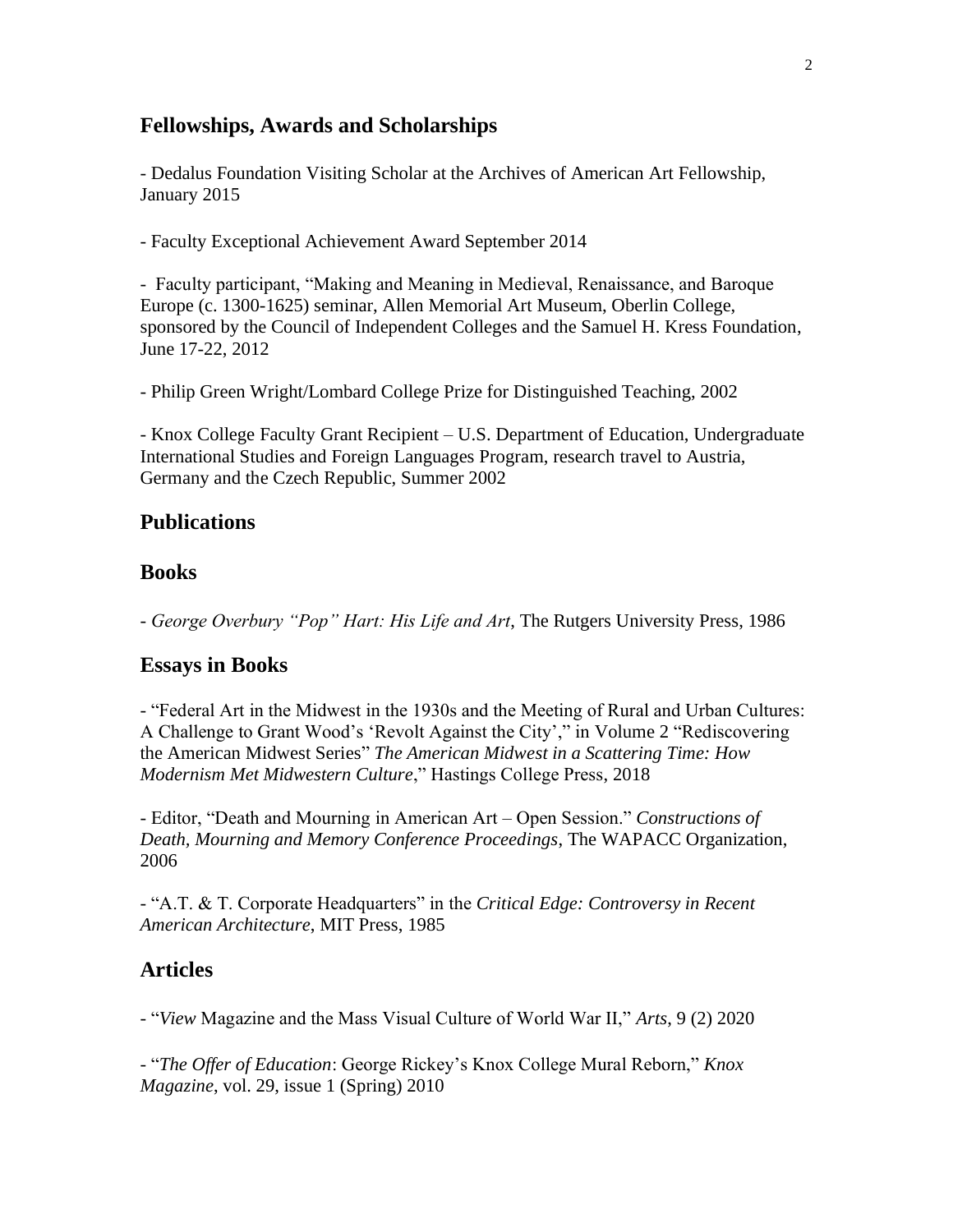## Fellowships, Awards and Scholarships

- Dedalus Foundation Visiting Scholar at the Archives of American Art Fellowship, January 2015

- Faculty Exceptional Achievement Award September 2014

- Faculty participant, "Making and Meaning in Medieval, Renaissance, and Baroque Europe (c. 1300-1625) seminar, Allen Memorial Art Museum, Oberlin College, sponsored by the Council of Independent Colleges and the Samuel H. Kress Foundation, June 17-22, 2012

- Philip Green Wright/Lombard College Prize for Distinguished Teaching, 2002

- Knox College Faculty Grant Recipient – U.S. Department of Education, Undergraduate International Studies and Foreign Languages Program, research travel to Austria, Germany and the Czech Republic, Summer 2002

## Publications

## Books

- *George Overbury "Pop" Hart: His Life and Art*, The Rutgers University Press, 1986

## Essays in Books

- "Federal Art in the Midwest in the 1930s and the Meeting of Rural and Urban Cultures: A Challenge to Grant Wood's 'Revolt Against the City'," in Volume 2 "Rediscovering the American Midwest Series" *The American Midwest in a Scattering Time: How Modernism Met Midwestern Culture*," Hastings College Press, 2018

- Editor, "Death and Mourning in American Art – Open Session." *Constructions of Death, Mourning and Memory Conference Proceedings*, The WAPACC Organization, 2006

- "A.T. & T. Corporate Headquarters" in the *Critical Edge: Controversy in Recent American Architecture*, MIT Press, 1985

## Articles

- "*View* Magazine and the Mass Visual Culture of World War II," *Arts*, 9 (2) 2020

- "*The Offer of Education*: George Rickey's Knox College Mural Reborn," *Knox Magazine*, vol. 29, issue 1 (Spring) 2010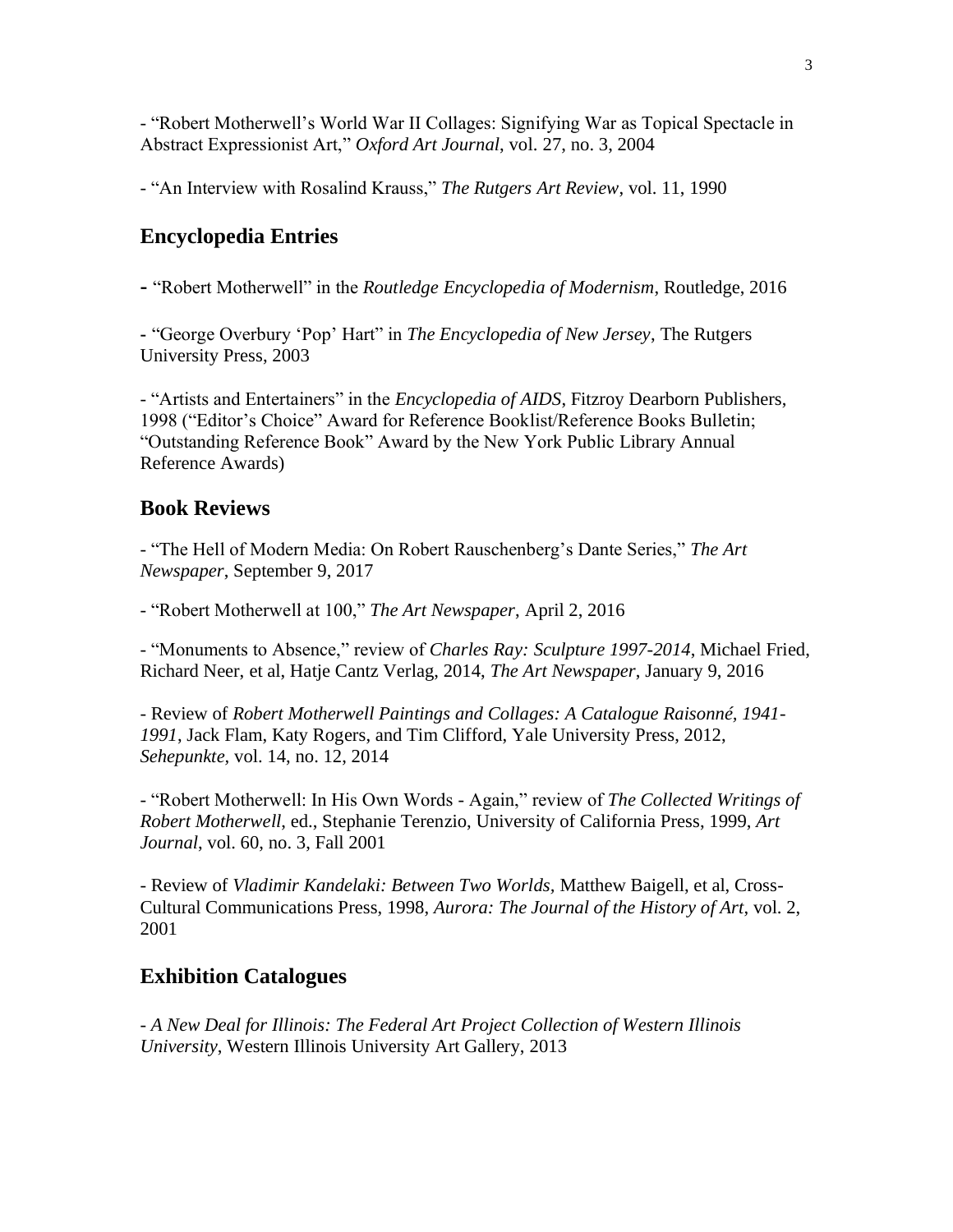- "Robert Motherwell's World War II Collages: Signifying War as Topical Spectacle in Abstract Expressionist Art," *Oxford Art Journal*, vol. 27, no. 3, 2004

- "An Interview with Rosalind Krauss," *The Rutgers Art Review*, vol. 11, 1990

## Encyclopedia Entries

- "Robert Motherwell" in the *Routledge Encyclopedia of Modernism*, Routledge, 2016

- "George Overbury 'Pop' Hart" in *The Encyclopedia of New Jersey*, The Rutgers University Press, 2003

- "Artists and Entertainers" in the *Encyclopedia of AIDS*, Fitzroy Dearborn Publishers, 1998 ("Editor's Choice" Award for Reference Booklist/Reference Books Bulletin; "Outstanding Reference Book" Award by the New York Public Library Annual Reference Awards)

## Book Reviews

- "The Hell of Modern Media: On Robert Rauschenberg's Dante Series," *The Art Newspaper*, September 9, 2017

- "Robert Motherwell at 100," *The Art Newspaper*, April 2, 2016

- "Monuments to Absence," review of *Charles Ray: Sculpture 1997-2014*, Michael Fried, Richard Neer, et al, Hatje Cantz Verlag, 2014, *The Art Newspaper*, January 9, 2016

- Review of *Robert Motherwell Paintings and Collages: A Catalogue Raisonné, 1941-1991*, Jack Flam, Katy Rogers, and Tim Clifford, Yale University Press, 2012, *Sehepunkte,* vol. 14, no. 12, 2014

- "Robert Motherwell: In His Own Words - Again," review of *The Collected Writings of Robert Motherwell*, ed., Stephanie Terenzio, University of California Press, 1999, *Art Journal*, vol. 60, no. 3, Fall 2001

- Review of *Vladimir Kandelaki: Between Two Worlds*, Matthew Baigell, et al, Cross-Cultural Communications Press, 1998, *Aurora: The Journal of the History of Art*, vol. 2, 2001

## Exhibition Catalogues

- *A New Deal for Illinois: The Federal Art Project Collection of Western Illinois University*, Western Illinois University Art Gallery, 2013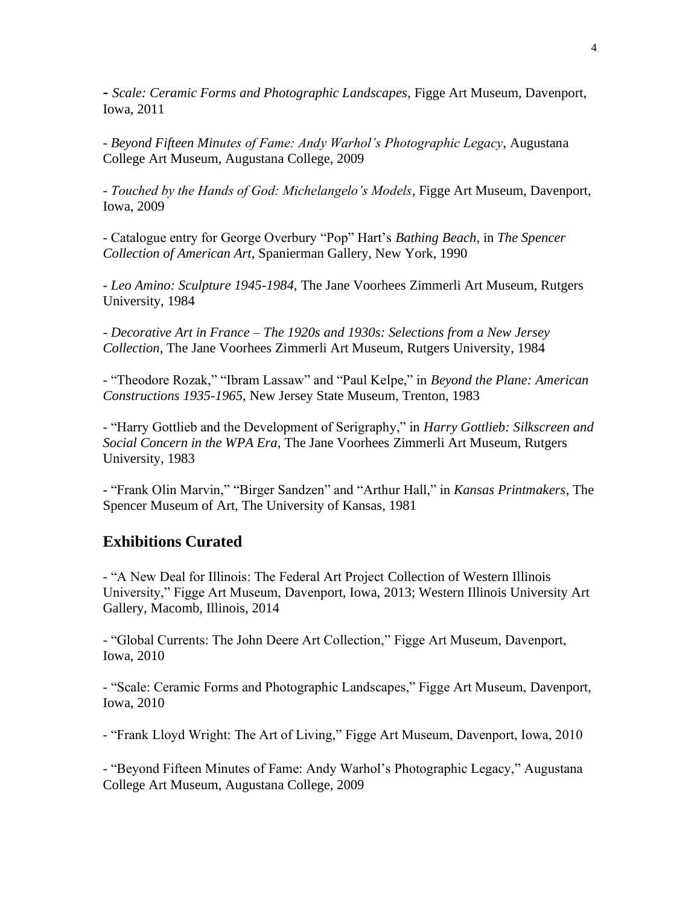- *Scale: Ceramic Forms and Photographic Landscapes*, Figge Art Museum, Davenport, Iowa, 2011

- *Beyond Fifteen Minutes of Fame: Andy Warhol's Photographic Legacy*, Augustana College Art Museum, Augustana College, 2009

- *Touched by the Hands of God: Michelangelo's Models*, Figge Art Museum, Davenport, Iowa, 2009

- Catalogue entry for George Overbury "Pop" Hart's *Bathing Beach*, in *The Spencer Collection of American Art*, Spanierman Gallery, New York, 1990

- *Leo Amino: Sculpture 1945-1984*, The Jane Voorhees Zimmerli Art Museum, Rutgers University, 1984

- *Decorative Art in France – The 1920s and 1930s: Selections from a New Jersey Collection*, The Jane Voorhees Zimmerli Art Museum, Rutgers University, 1984

- "Theodore Rozak," "Ibram Lassaw" and "Paul Kelpe," in *Beyond the Plane: American Constructions 1935-1965*, New Jersey State Museum, Trenton, 1983

- "Harry Gottlieb and the Development of Serigraphy," in *Harry Gottlieb: Silkscreen and Social Concern in the WPA Era*, The Jane Voorhees Zimmerli Art Museum, Rutgers University, 1983

- "Frank Olin Marvin," "Birger Sandzen" and "Arthur Hall," in *Kansas Printmakers*, The Spencer Museum of Art, The University of Kansas, 1981

## Exhibitions Curated

- "A New Deal for Illinois: The Federal Art Project Collection of Western Illinois University," Figge Art Museum, Davenport, Iowa, 2013; Western Illinois University Art Gallery, Macomb, Illinois, 2014

- "Global Currents: The John Deere Art Collection," Figge Art Museum, Davenport, Iowa, 2010

- "Scale: Ceramic Forms and Photographic Landscapes," Figge Art Museum, Davenport, Iowa, 2010

- "Frank Lloyd Wright: The Art of Living," Figge Art Museum, Davenport, Iowa, 2010

- "Beyond Fifteen Minutes of Fame: Andy Warhol's Photographic Legacy," Augustana College Art Museum, Augustana College, 2009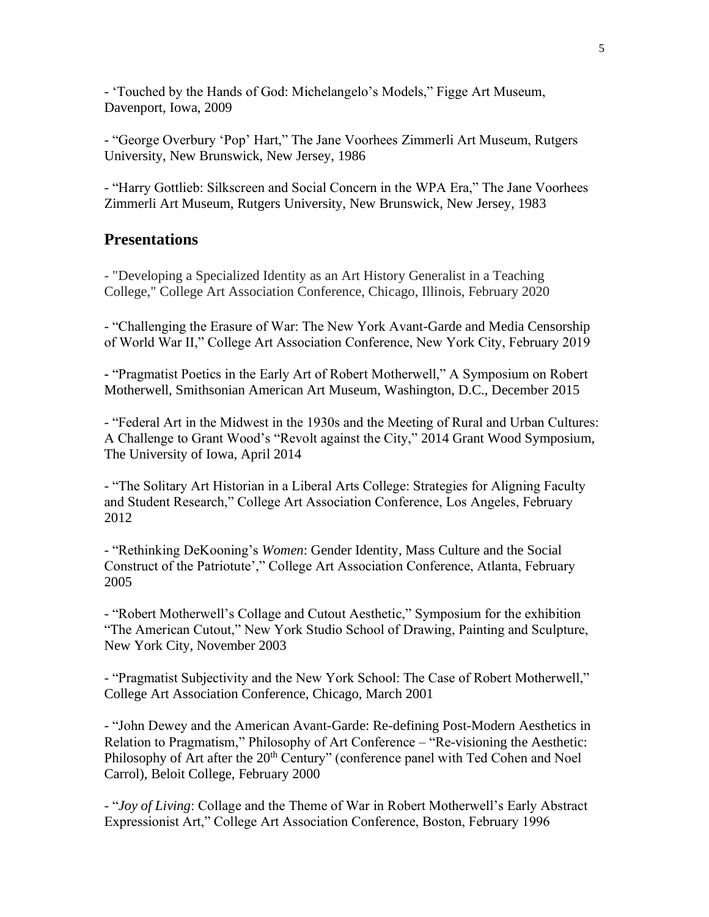- 'Touched by the Hands of God: Michelangelo's Models," Figge Art Museum, Davenport, Iowa, 2009

- "George Overbury 'Pop' Hart," The Jane Voorhees Zimmerli Art Museum, Rutgers University, New Brunswick, New Jersey, 1986

- "Harry Gottlieb: Silkscreen and Social Concern in the WPA Era," The Jane Voorhees Zimmerli Art Museum, Rutgers University, New Brunswick, New Jersey, 1983

## Presentations

- "Developing a Specialized Identity as an Art History Generalist in a Teaching College," College Art Association Conference, Chicago, Illinois, February 2020

- "Challenging the Erasure of War: The New York Avant-Garde and Media Censorship of World War II," College Art Association Conference, New York City, February 2019

- "Pragmatist Poetics in the Early Art of Robert Motherwell," A Symposium on Robert Motherwell, Smithsonian American Art Museum, Washington, D.C., December 2015

- "Federal Art in the Midwest in the 1930s and the Meeting of Rural and Urban Cultures: A Challenge to Grant Wood's "Revolt against the City," 2014 Grant Wood Symposium, The University of Iowa, April 2014

- "The Solitary Art Historian in a Liberal Arts College: Strategies for Aligning Faculty and Student Research," College Art Association Conference, Los Angeles, February 2012

- "Rethinking DeKooning's *Women*: Gender Identity, Mass Culture and the Social Construct of the Patriotute'," College Art Association Conference, Atlanta, February 2005

- "Robert Motherwell's Collage and Cutout Aesthetic," Symposium for the exhibition "The American Cutout," New York Studio School of Drawing, Painting and Sculpture, New York City, November 2003

- "Pragmatist Subjectivity and the New York School: The Case of Robert Motherwell," College Art Association Conference, Chicago, March 2001

- "John Dewey and the American Avant-Garde: Re-defining Post-Modern Aesthetics in Relation to Pragmatism," Philosophy of Art Conference – "Re-visioning the Aesthetic: Philosophy of Art after the 20th Century" (conference panel with Ted Cohen and Noel Carrol), Beloit College, February 2000

- "*Joy of Living*: Collage and the Theme of War in Robert Motherwell's Early Abstract Expressionist Art," College Art Association Conference, Boston, February 1996